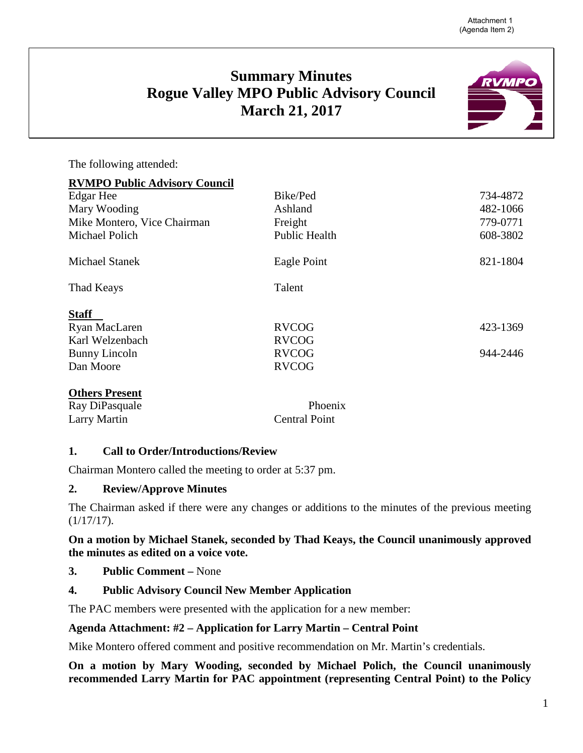Attachment 1
(Agenda Item 2)

# Summary Minutes
# Rogue Valley MPO Public Advisory Council
# March 21, 2017

The following attended:

**RVMPO Public Advisory Council**

| | | |
|---|---|---|
| Edgar Hee | Bike/Ped | 734-4872 |
| Mary Wooding | Ashland | 482-1066 |
| Mike Montero, Vice Chairman | Freight | 779-0771 |
| Michael Polich | Public Health | 608-3802 |
| Michael Stanek | Eagle Point | 821-1804 |
| Thad Keays | Talent | |

**Staff**

| | | |
|---|---|---|
| Ryan MacLaren | RVCOG | 423-1369 |
| Karl Welzenbach | RVCOG | |
| Bunny Lincoln | RVCOG | 944-2446 |
| Dan Moore | RVCOG | |

**Others Present**

| | |
|---|---|
| Ray DiPasquale | Phoenix |
| Larry Martin | Central Point |

## 1. Call to Order/Introductions/Review

Chairman Montero called the meeting to order at 5:37 pm.

## 2. Review/Approve Minutes

The Chairman asked if there were any changes or additions to the minutes of the previous meeting (1/17/17).

**On a motion by Michael Stanek, seconded by Thad Keays, the Council unanimously approved the minutes as edited on a voice vote.**

## 3. Public Comment – None

## 4. Public Advisory Council New Member Application

The PAC members were presented with the application for a new member:

**Agenda Attachment: #2 – Application for Larry Martin – Central Point**

Mike Montero offered comment and positive recommendation on Mr. Martin's credentials.

**On a motion by Mary Wooding, seconded by Michael Polich, the Council unanimously recommended Larry Martin for PAC appointment (representing Central Point) to the Policy**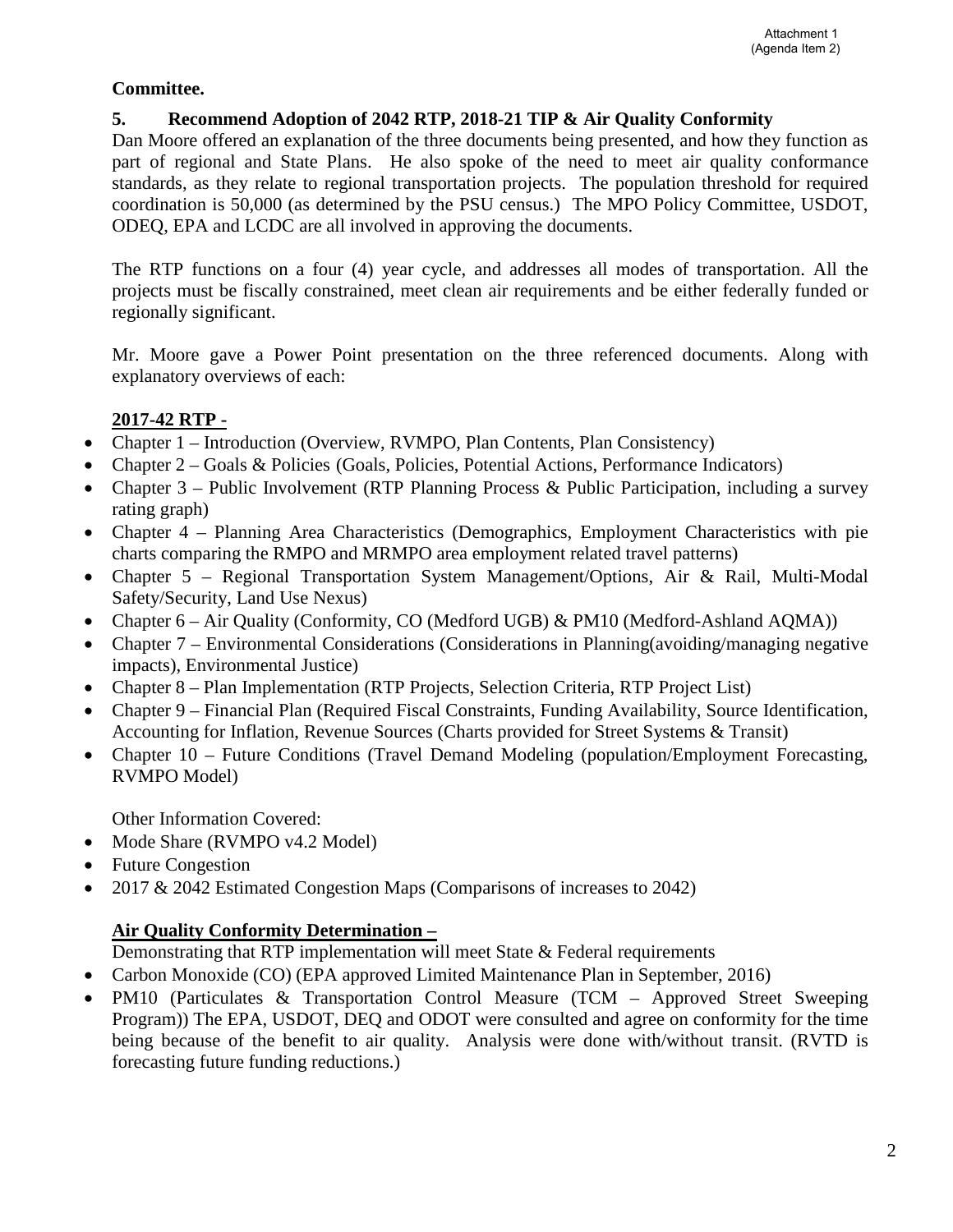**Committee.**

## 5. Recommend Adoption of 2042 RTP, 2018-21 TIP & Air Quality Conformity

Dan Moore offered an explanation of the three documents being presented, and how they function as part of regional and State Plans. He also spoke of the need to meet air quality conformance standards, as they relate to regional transportation projects. The population threshold for required coordination is 50,000 (as determined by the PSU census.) The MPO Policy Committee, USDOT, ODEQ, EPA and LCDC are all involved in approving the documents.

The RTP functions on a four (4) year cycle, and addresses all modes of transportation. All the projects must be fiscally constrained, meet clean air requirements and be either federally funded or regionally significant.

Mr. Moore gave a Power Point presentation on the three referenced documents. Along with explanatory overviews of each:

**2017-42 RTP -**

- Chapter 1 – Introduction (Overview, RVMPO, Plan Contents, Plan Consistency)
- Chapter 2 – Goals & Policies (Goals, Policies, Potential Actions, Performance Indicators)
- Chapter 3 – Public Involvement (RTP Planning Process & Public Participation, including a survey rating graph)
- Chapter 4 – Planning Area Characteristics (Demographics, Employment Characteristics with pie charts comparing the RMPO and MRMPO area employment related travel patterns)
- Chapter 5 – Regional Transportation System Management/Options, Air & Rail, Multi-Modal Safety/Security, Land Use Nexus)
- Chapter 6 – Air Quality (Conformity, CO (Medford UGB) & PM10 (Medford-Ashland AQMA))
- Chapter 7 – Environmental Considerations (Considerations in Planning(avoiding/managing negative impacts), Environmental Justice)
- Chapter 8 – Plan Implementation (RTP Projects, Selection Criteria, RTP Project List)
- Chapter 9 – Financial Plan (Required Fiscal Constraints, Funding Availability, Source Identification, Accounting for Inflation, Revenue Sources (Charts provided for Street Systems & Transit)
- Chapter 10 – Future Conditions (Travel Demand Modeling (population/Employment Forecasting, RVMPO Model)

Other Information Covered:

- Mode Share (RVMPO v4.2 Model)
- Future Congestion
- 2017 & 2042 Estimated Congestion Maps (Comparisons of increases to 2042)

**Air Quality Conformity Determination –**

Demonstrating that RTP implementation will meet State & Federal requirements

- Carbon Monoxide (CO) (EPA approved Limited Maintenance Plan in September, 2016)
- PM10 (Particulates & Transportation Control Measure (TCM – Approved Street Sweeping Program)) The EPA, USDOT, DEQ and ODOT were consulted and agree on conformity for the time being because of the benefit to air quality. Analysis were done with/without transit. (RVTD is forecasting future funding reductions.)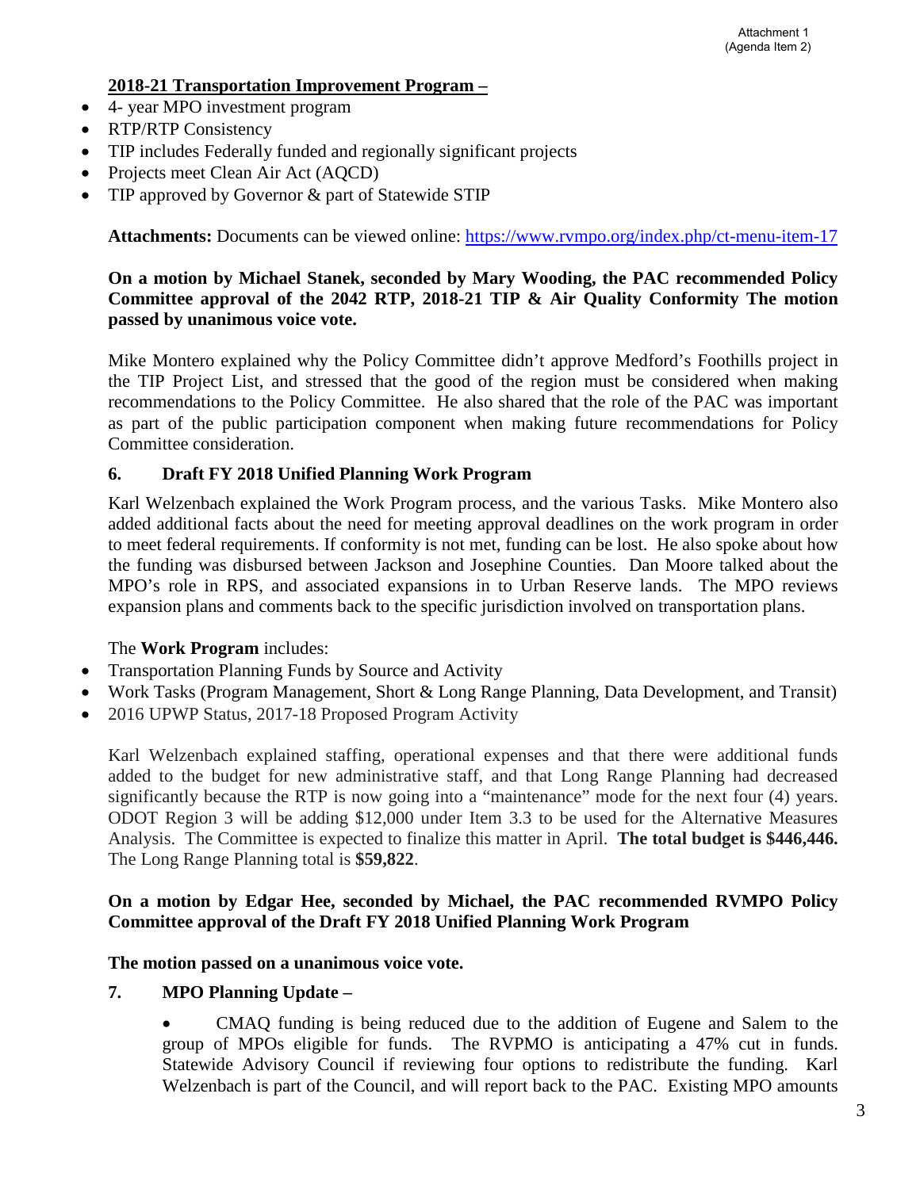Attachment 1
(Agenda Item 2)

**2018-21 Transportation Improvement Program –**

- 4- year MPO investment program
- RTP/RTP Consistency
- TIP includes Federally funded and regionally significant projects
- Projects meet Clean Air Act (AQCD)
- TIP approved by Governor & part of Statewide STIP

**Attachments:** Documents can be viewed online: https://www.rvmpo.org/index.php/ct-menu-item-17

**On a motion by Michael Stanek, seconded by Mary Wooding, the PAC recommended Policy Committee approval of the 2042 RTP, 2018-21 TIP & Air Quality Conformity The motion passed by unanimous voice vote.**

Mike Montero explained why the Policy Committee didn't approve Medford's Foothills project in the TIP Project List, and stressed that the good of the region must be considered when making recommendations to the Policy Committee. He also shared that the role of the PAC was important as part of the public participation component when making future recommendations for Policy Committee consideration.

**6. Draft FY 2018 Unified Planning Work Program**

Karl Welzenbach explained the Work Program process, and the various Tasks. Mike Montero also added additional facts about the need for meeting approval deadlines on the work program in order to meet federal requirements. If conformity is not met, funding can be lost. He also spoke about how the funding was disbursed between Jackson and Josephine Counties. Dan Moore talked about the MPO's role in RPS, and associated expansions in to Urban Reserve lands. The MPO reviews expansion plans and comments back to the specific jurisdiction involved on transportation plans.

The **Work Program** includes:

- Transportation Planning Funds by Source and Activity
- Work Tasks (Program Management, Short & Long Range Planning, Data Development, and Transit)
- 2016 UPWP Status, 2017-18 Proposed Program Activity

Karl Welzenbach explained staffing, operational expenses and that there were additional funds added to the budget for new administrative staff, and that Long Range Planning had decreased significantly because the RTP is now going into a "maintenance" mode for the next four (4) years. ODOT Region 3 will be adding $12,000 under Item 3.3 to be used for the Alternative Measures Analysis. The Committee is expected to finalize this matter in April. **The total budget is $446,446.** The Long Range Planning total is **$59,822**.

**On a motion by Edgar Hee, seconded by Michael, the PAC recommended RVMPO Policy Committee approval of the Draft FY 2018 Unified Planning Work Program**

**The motion passed on a unanimous voice vote.**

**7. MPO Planning Update –**

- CMAQ funding is being reduced due to the addition of Eugene and Salem to the group of MPOs eligible for funds. The RVPMO is anticipating a 47% cut in funds. Statewide Advisory Council if reviewing four options to redistribute the funding. Karl Welzenbach is part of the Council, and will report back to the PAC. Existing MPO amounts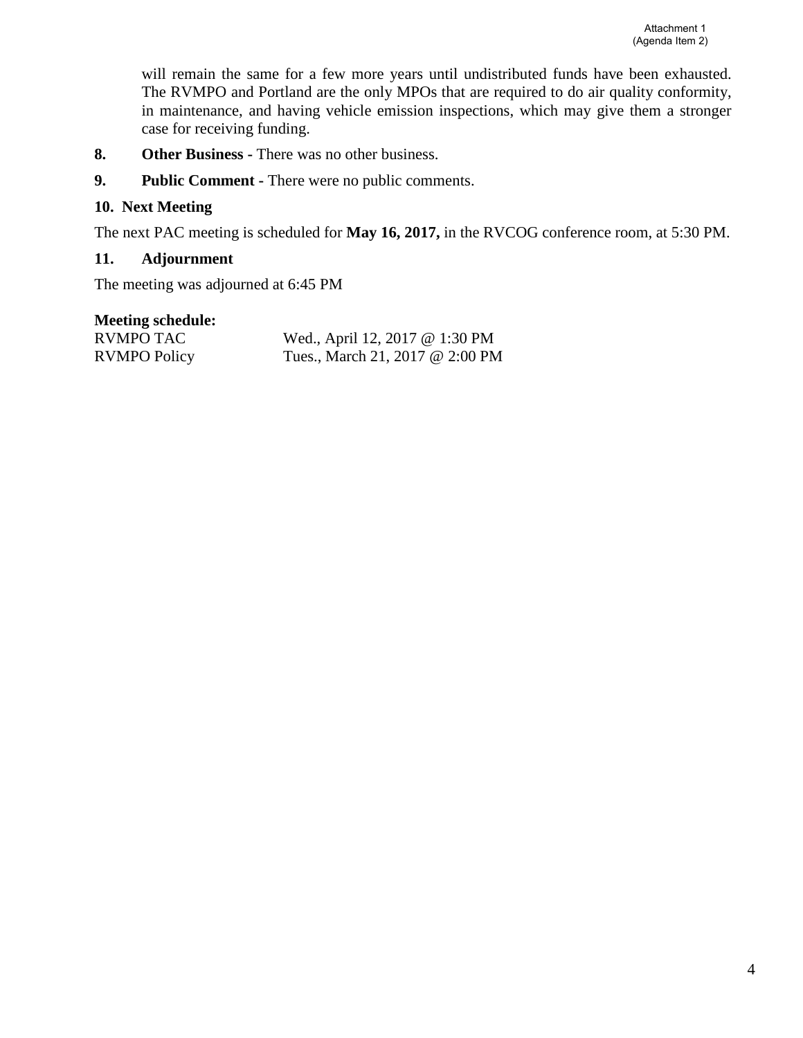will remain the same for a few more years until undistributed funds have been exhausted. The RVMPO and Portland are the only MPOs that are required to do air quality conformity, in maintenance, and having vehicle emission inspections, which may give them a stronger case for receiving funding.

**8. Other Business -** There was no other business.

**9. Public Comment -** There were no public comments.

**10. Next Meeting**

The next PAC meeting is scheduled for **May 16, 2017,** in the RVCOG conference room, at 5:30 PM.

**11. Adjournment**

The meeting was adjourned at 6:45 PM

**Meeting schedule:**

| | |
|---|---|
| RVMPO TAC | Wed., April 12, 2017 @ 1:30 PM |
| RVMPO Policy | Tues., March 21, 2017 @ 2:00 PM |